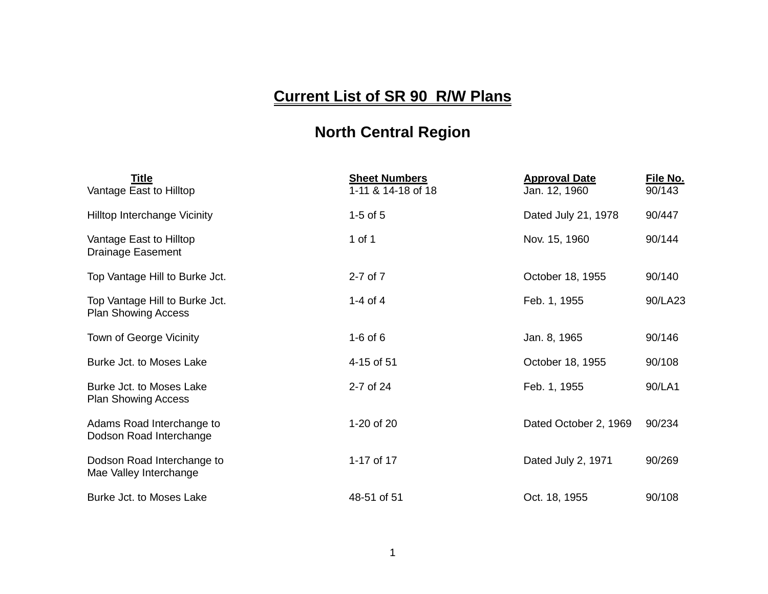# Current List of SR 90 R/W Plans

## North Central Region

| Title | Sheet Numbers | Approval Date | File No. |
|---|---|---|---|
| Vantage East to Hilltop | 1-11 & 14-18 of 18 | Jan. 12, 1960 | 90/143 |
| Hilltop Interchange Vicinity | 1-5 of 5 | Dated July 21, 1978 | 90/447 |
| Vantage East to Hilltop Drainage Easement | 1 of 1 | Nov. 15, 1960 | 90/144 |
| Top Vantage Hill to Burke Jct. | 2-7 of 7 | October 18, 1955 | 90/140 |
| Top Vantage Hill to Burke Jct. Plan Showing Access | 1-4 of 4 | Feb. 1, 1955 | 90/LA23 |
| Town of George Vicinity | 1-6 of 6 | Jan. 8, 1965 | 90/146 |
| Burke Jct. to Moses Lake | 4-15 of 51 | October 18, 1955 | 90/108 |
| Burke Jct. to Moses Lake Plan Showing Access | 2-7 of 24 | Feb. 1, 1955 | 90/LA1 |
| Adams Road Interchange to Dodson Road Interchange | 1-20 of 20 | Dated October 2, 1969 | 90/234 |
| Dodson Road Interchange to Mae Valley Interchange | 1-17 of 17 | Dated July 2, 1971 | 90/269 |
| Burke Jct. to Moses Lake | 48-51 of 51 | Oct. 18, 1955 | 90/108 |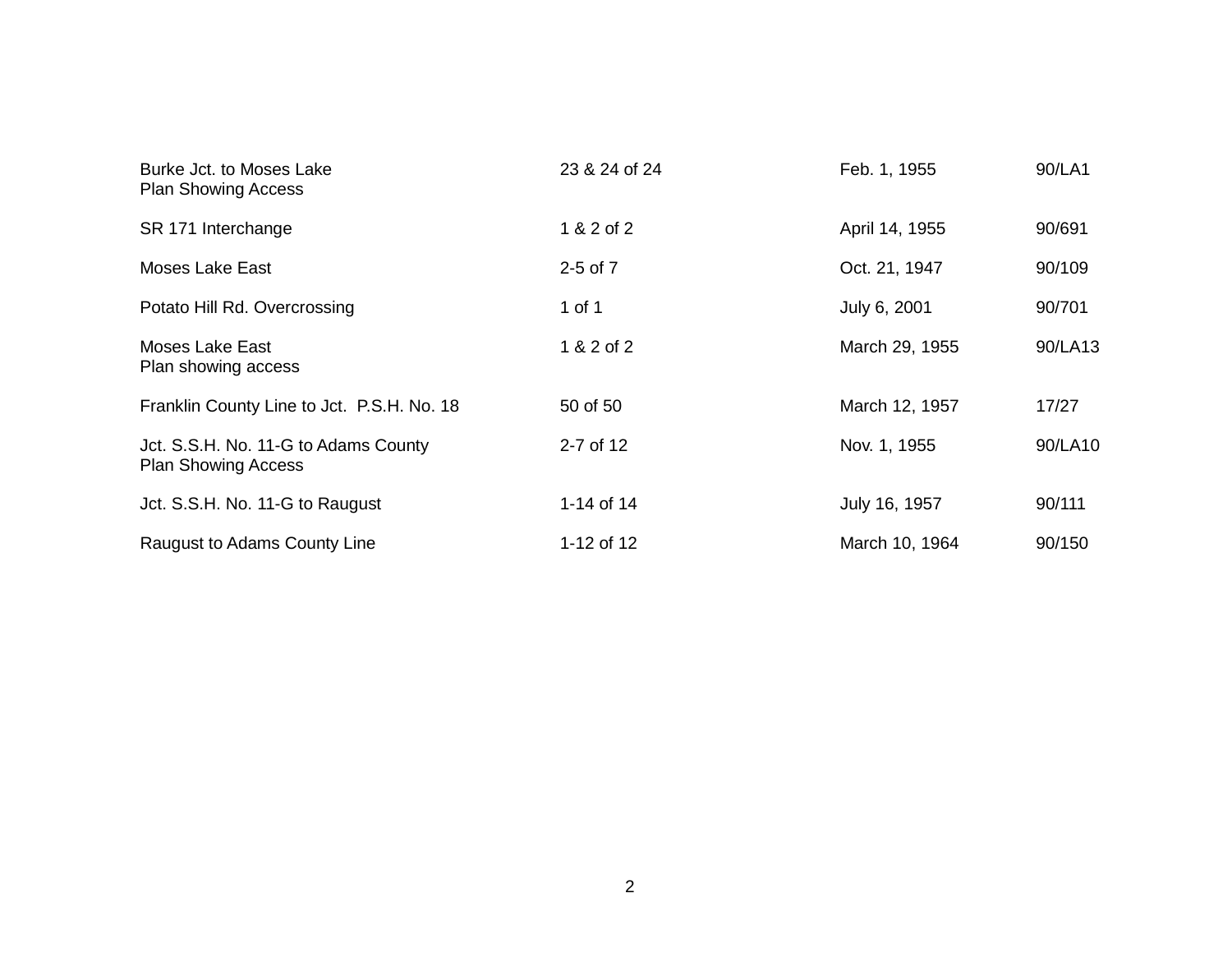| | | | |
|---|---|---|---|
| Burke Jct. to Moses Lake<br>Plan Showing Access | 23 & 24 of 24 | Feb. 1, 1955 | 90/LA1 |
| SR 171 Interchange | 1 & 2 of 2 | April 14, 1955 | 90/691 |
| Moses Lake East | 2-5 of 7 | Oct. 21, 1947 | 90/109 |
| Potato Hill Rd. Overcrossing | 1 of 1 | July 6, 2001 | 90/701 |
| Moses Lake East<br>Plan showing access | 1 & 2 of 2 | March 29, 1955 | 90/LA13 |
| Franklin County Line to Jct.  P.S.H. No. 18 | 50 of 50 | March 12, 1957 | 17/27 |
| Jct. S.S.H. No. 11-G to Adams County<br>Plan Showing Access | 2-7 of 12 | Nov. 1, 1955 | 90/LA10 |
| Jct. S.S.H. No. 11-G to Raugust | 1-14 of 14 | July 16, 1957 | 90/111 |
| Raugust to Adams County Line | 1-12 of 12 | March 10, 1964 | 90/150 |